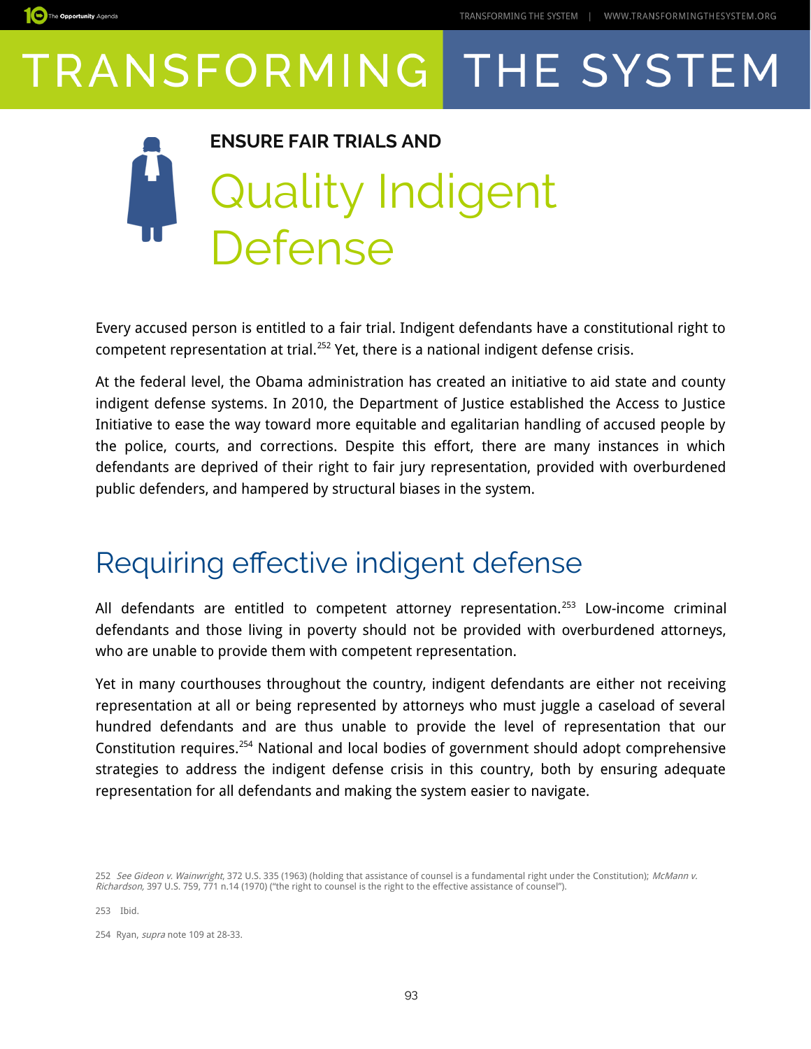# ENSURE FAIR TRIALS AND

# Quality Indigent Defense

Every accused person is entitled to a fair trial. Indigent defendants have a constitutional right to competent representation at trial.[252] Yet, there is a national indigent defense crisis.

At the federal level, the Obama administration has created an initiative to aid state and county indigent defense systems. In 2010, the Department of Justice established the Access to Justice Initiative to ease the way toward more equitable and egalitarian handling of accused people by the police, courts, and corrections. Despite this effort, there are many instances in which defendants are deprived of their right to fair jury representation, provided with overburdened public defenders, and hampered by structural biases in the system.

## Requiring effective indigent defense

All defendants are entitled to competent attorney representation.[253] Low-income criminal defendants and those living in poverty should not be provided with overburdened attorneys, who are unable to provide them with competent representation.

Yet in many courthouses throughout the country, indigent defendants are either not receiving representation at all or being represented by attorneys who must juggle a caseload of several hundred defendants and are thus unable to provide the level of representation that our Constitution requires.[254] National and local bodies of government should adopt comprehensive strategies to address the indigent defense crisis in this country, both by ensuring adequate representation for all defendants and making the system easier to navigate.

---

252 *See Gideon v. Wainwright*, 372 U.S. 335 (1963) (holding that assistance of counsel is a fundamental right under the Constitution); *McMann v. Richardson*, 397 U.S. 759, 771 n.14 (1970) ("the right to counsel is the right to the effective assistance of counsel").

253 Ibid.

254 Ryan, *supra* note 109 at 28-33.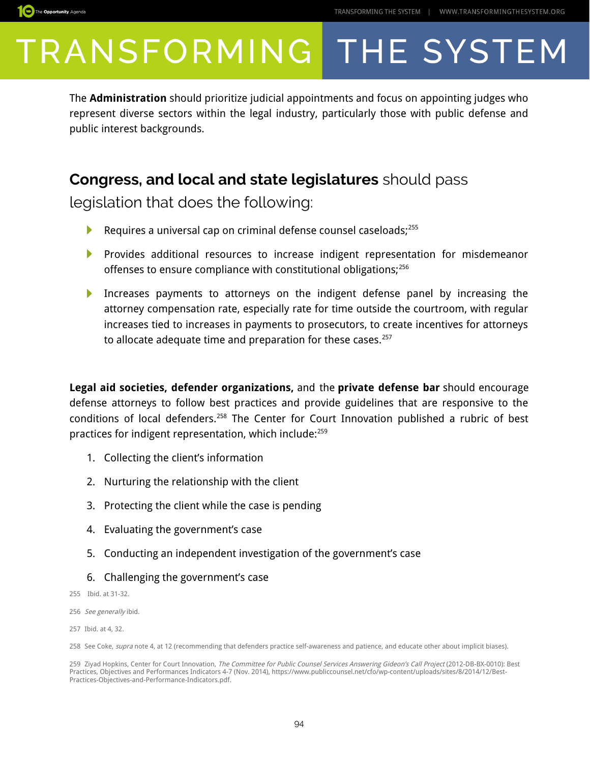The **Administration** should prioritize judicial appointments and focus on appointing judges who represent diverse sectors within the legal industry, particularly those with public defense and public interest backgrounds.

## **Congress, and local and state legislatures** should pass legislation that does the following:

- Requires a universal cap on criminal defense counsel caseloads;[255]
- Provides additional resources to increase indigent representation for misdemeanor offenses to ensure compliance with constitutional obligations;[256]
- Increases payments to attorneys on the indigent defense panel by increasing the attorney compensation rate, especially rate for time outside the courtroom, with regular increases tied to increases in payments to prosecutors, to create incentives for attorneys to allocate adequate time and preparation for these cases.[257]

**Legal aid societies, defender organizations,** and the **private defense bar** should encourage defense attorneys to follow best practices and provide guidelines that are responsive to the conditions of local defenders.[258] The Center for Court Innovation published a rubric of best practices for indigent representation, which include:[259]

1. Collecting the client's information
2. Nurturing the relationship with the client
3. Protecting the client while the case is pending
4. Evaluating the government's case
5. Conducting an independent investigation of the government's case
6. Challenging the government's case

255 Ibid. at 31-32.

256 *See generally* ibid.

257 Ibid. at 4, 32.

258 See Coke, *supra* note 4, at 12 (recommending that defenders practice self-awareness and patience, and educate other about implicit biases).

259 Ziyad Hopkins, Center for Court Innovation, *The Committee for Public Counsel Services Answering Gideon's Call Project* (2012-DB-BX-0010): Best Practices, Objectives and Performances Indicators 4-7 (Nov. 2014), https://www.publiccounsel.net/cfo/wp-content/uploads/sites/8/2014/12/Best-Practices-Objectives-and-Performance-Indicators.pdf.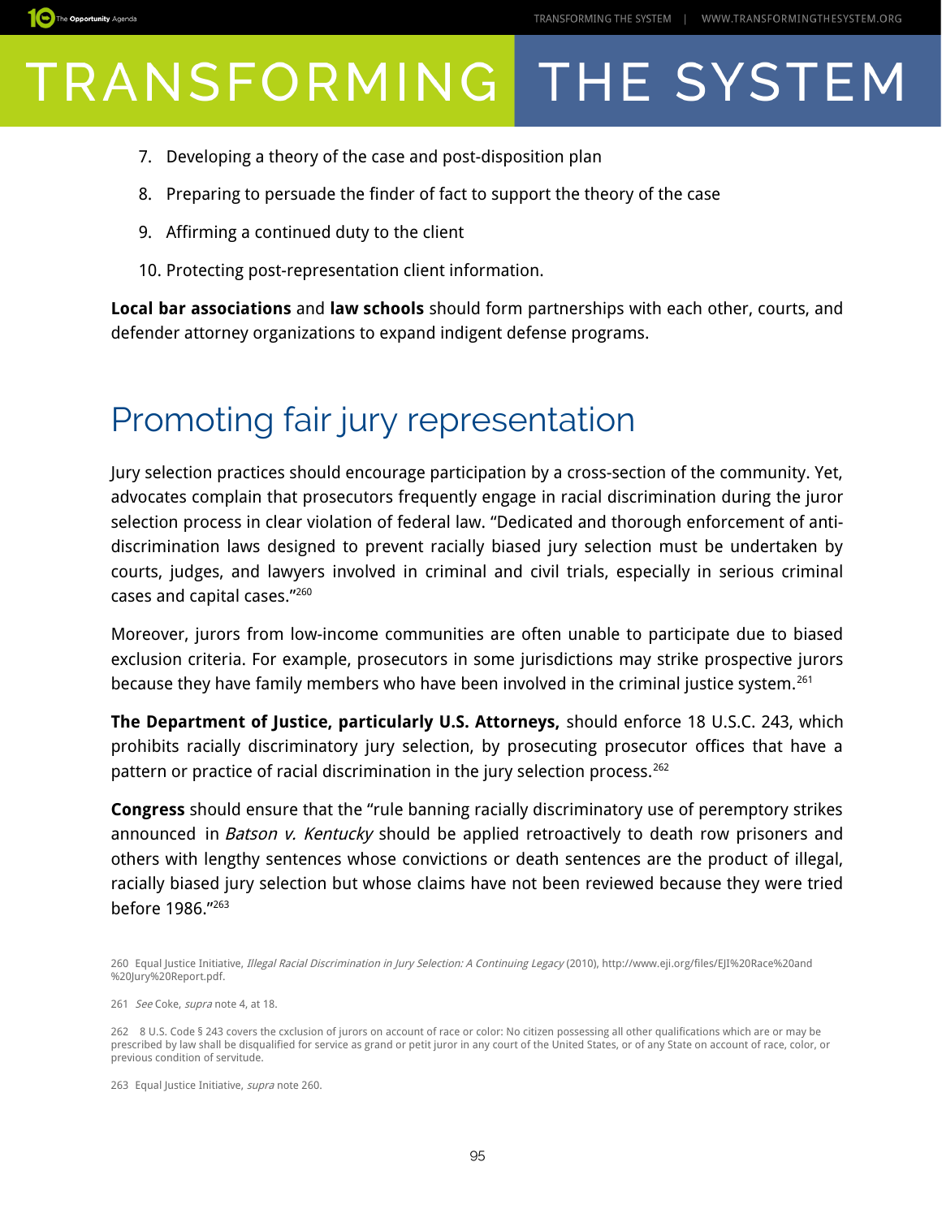7. Developing a theory of the case and post-disposition plan
8. Preparing to persuade the finder of fact to support the theory of the case
9. Affirming a continued duty to the client
10. Protecting post-representation client information.

**Local bar associations** and **law schools** should form partnerships with each other, courts, and defender attorney organizations to expand indigent defense programs.

## Promoting fair jury representation

Jury selection practices should encourage participation by a cross-section of the community. Yet, advocates complain that prosecutors frequently engage in racial discrimination during the juror selection process in clear violation of federal law. "Dedicated and thorough enforcement of anti-discrimination laws designed to prevent racially biased jury selection must be undertaken by courts, judges, and lawyers involved in criminal and civil trials, especially in serious criminal cases and capital cases."[260]

Moreover, jurors from low-income communities are often unable to participate due to biased exclusion criteria. For example, prosecutors in some jurisdictions may strike prospective jurors because they have family members who have been involved in the criminal justice system.[261]

**The Department of Justice, particularly U.S. Attorneys,** should enforce 18 U.S.C. 243, which prohibits racially discriminatory jury selection, by prosecuting prosecutor offices that have a pattern or practice of racial discrimination in the jury selection process.[262]

**Congress** should ensure that the "rule banning racially discriminatory use of peremptory strikes announced in *Batson v. Kentucky* should be applied retroactively to death row prisoners and others with lengthy sentences whose convictions or death sentences are the product of illegal, racially biased jury selection but whose claims have not been reviewed because they were tried before 1986."[263]

260 Equal Justice Initiative, *Illegal Racial Discrimination in Jury Selection: A Continuing Legacy* (2010), http://www.eji.org/files/EJI%20Race%20and%20Jury%20Report.pdf.

261 *See* Coke, *supra* note 4, at 18.

262 8 U.S. Code § 243 covers the cxclusion of jurors on account of race or color: No citizen possessing all other qualifications which are or may be prescribed by law shall be disqualified for service as grand or petit juror in any court of the United States, or of any State on account of race, color, or previous condition of servitude.

263 Equal Justice Initiative, *supra* note 260.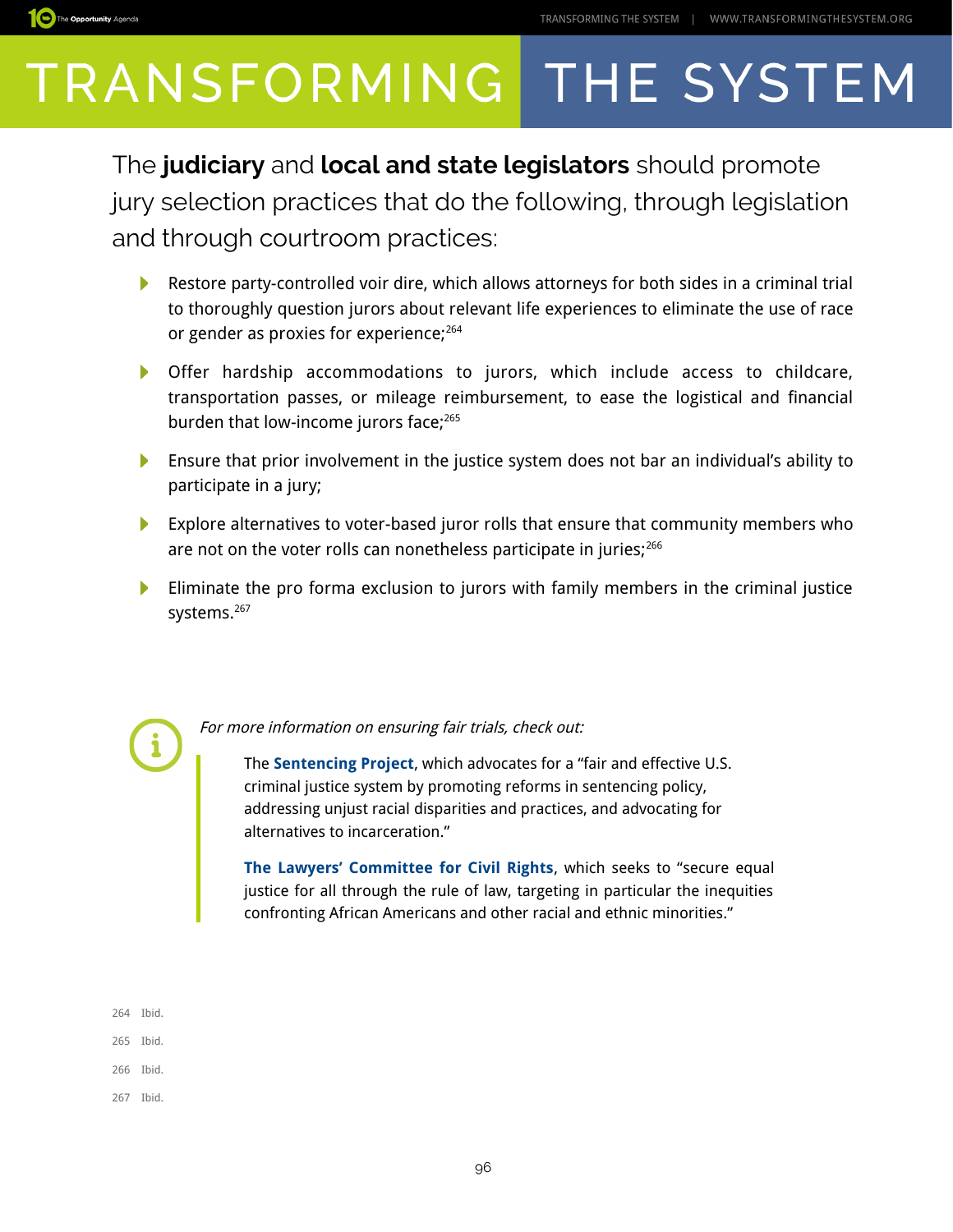# TRANSFORMING THE SYSTEM

The **judiciary** and **local and state legislators** should promote jury selection practices that do the following, through legislation and through courtroom practices:

- Restore party-controlled voir dire, which allows attorneys for both sides in a criminal trial to thoroughly question jurors about relevant life experiences to eliminate the use of race or gender as proxies for experience;[264]
- Offer hardship accommodations to jurors, which include access to childcare, transportation passes, or mileage reimbursement, to ease the logistical and financial burden that low-income jurors face;[265]
- Ensure that prior involvement in the justice system does not bar an individual's ability to participate in a jury;
- Explore alternatives to voter-based juror rolls that ensure that community members who are not on the voter rolls can nonetheless participate in juries;[266]
- Eliminate the pro forma exclusion to jurors with family members in the criminal justice systems.[267]

*For more information on ensuring fair trials, check out:*

> The **Sentencing Project**, which advocates for a "fair and effective U.S. criminal justice system by promoting reforms in sentencing policy, addressing unjust racial disparities and practices, and advocating for alternatives to incarceration."
>
> **The Lawyers' Committee for Civil Rights**, which seeks to "secure equal justice for all through the rule of law, targeting in particular the inequities confronting African Americans and other racial and ethnic minorities."

264 Ibid.

265 Ibid.

266 Ibid.

267 Ibid.